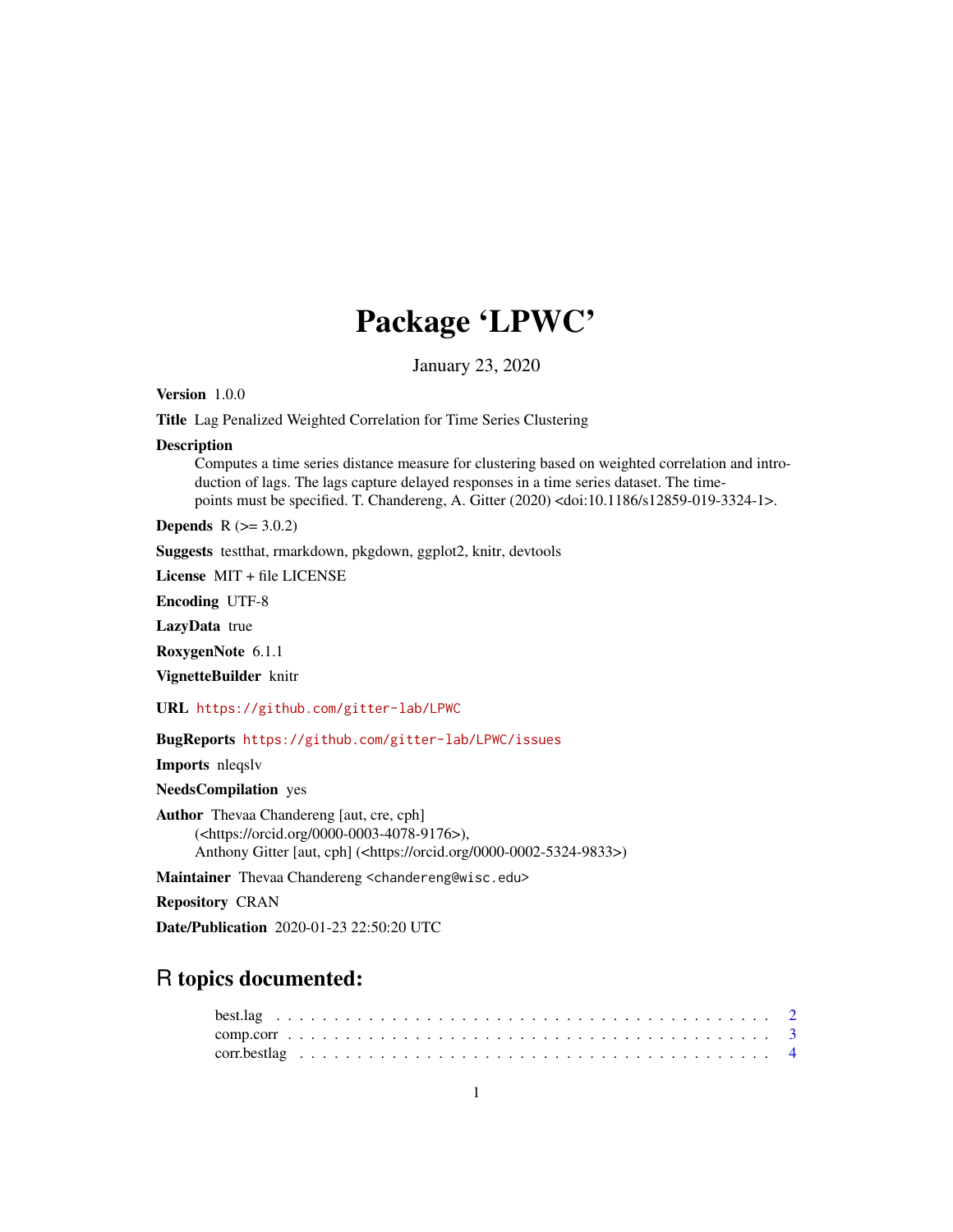# Package 'LPWC'

January 23, 2020

**Version** 1.0.0

**Title** Lag Penalized Weighted Correlation for Time Series Clustering

**Description** Computes a time series distance measure for clustering based on weighted correlation and introduction of lags. The lags capture delayed responses in a time series dataset. The time-points must be specified. T. Chandereng, A. Gitter (2020) <doi:10.1186/s12859-019-3324-1>.

**Depends** R (>= 3.0.2)

**Suggests** testthat, rmarkdown, pkgdown, ggplot2, knitr, devtools

**License** MIT + file LICENSE

**Encoding** UTF-8

**LazyData** true

**RoxygenNote** 6.1.1

**VignetteBuilder** knitr

**URL** https://github.com/gitter-lab/LPWC

**BugReports** https://github.com/gitter-lab/LPWC/issues

**Imports** nleqslv

**NeedsCompilation** yes

**Author** Thevaa Chandereng [aut, cre, cph] (<https://orcid.org/0000-0003-4078-9176>), Anthony Gitter [aut, cph] (<https://orcid.org/0000-0002-5324-9833>)

**Maintainer** Thevaa Chandereng <chandereng@wisc.edu>

**Repository** CRAN

**Date/Publication** 2020-01-23 22:50:20 UTC

## R topics documented:

best.lag . . . . . . . . . . . . . . . . . . . . . . . . . . . . . . . . . . . . . . . . . . 2
comp.corr . . . . . . . . . . . . . . . . . . . . . . . . . . . . . . . . . . . . . . . . . 3
corr.bestlag . . . . . . . . . . . . . . . . . . . . . . . . . . . . . . . . . . . . . . . . 4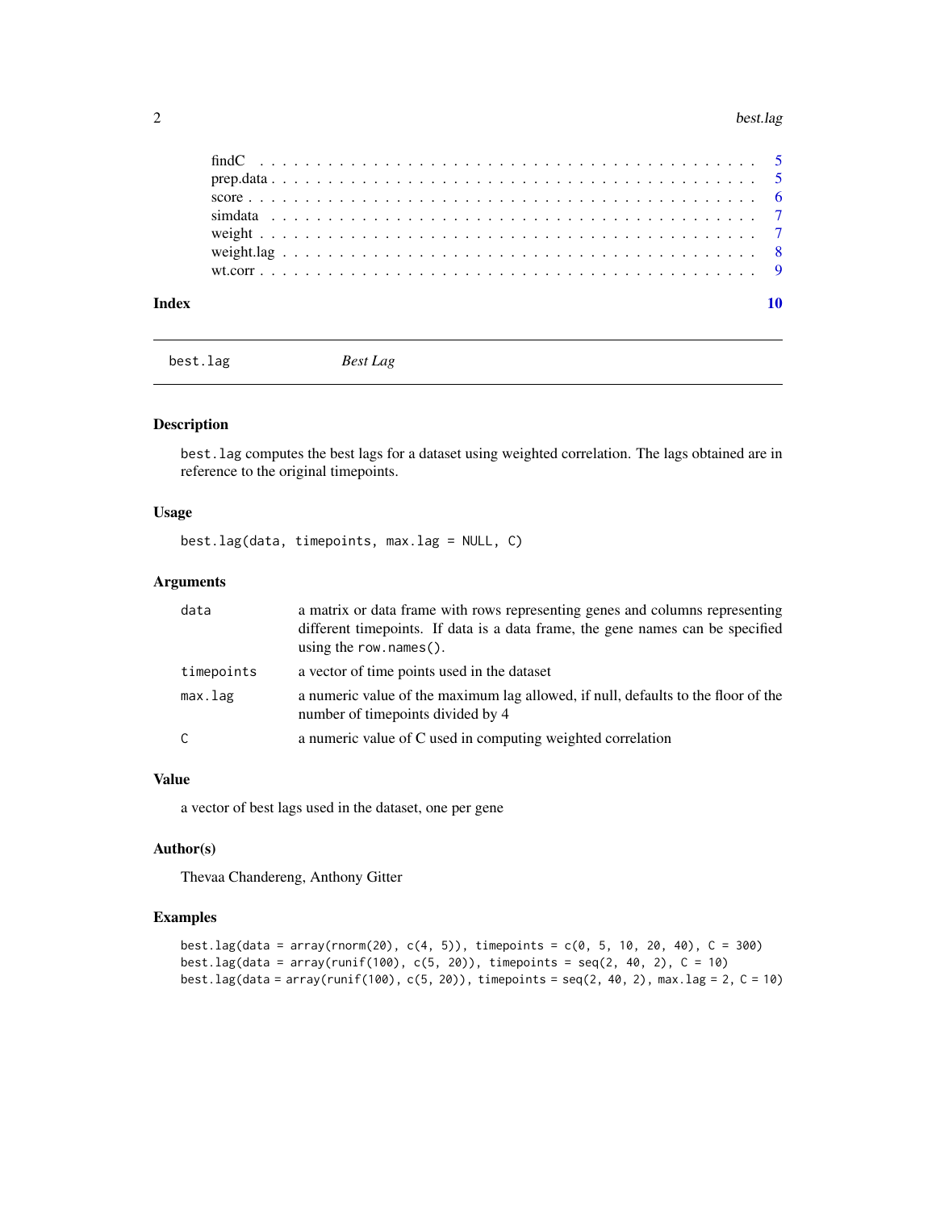findC . . . . . . . . . . . . . . . . . . . . . . . . . . . . . . . . . . . . . . . . . . 5
prep.data . . . . . . . . . . . . . . . . . . . . . . . . . . . . . . . . . . . . . . . . . 5
score . . . . . . . . . . . . . . . . . . . . . . . . . . . . . . . . . . . . . . . . . . . 6
simdata . . . . . . . . . . . . . . . . . . . . . . . . . . . . . . . . . . . . . . . . . 7
weight . . . . . . . . . . . . . . . . . . . . . . . . . . . . . . . . . . . . . . . . . . 7
weight.lag . . . . . . . . . . . . . . . . . . . . . . . . . . . . . . . . . . . . . . . . 8
wt.corr . . . . . . . . . . . . . . . . . . . . . . . . . . . . . . . . . . . . . . . . . . 9

**Index** 10

---

`best.lag` *Best Lag*

---

### Description

`best.lag` computes the best lags for a dataset using weighted correlation. The lags obtained are in reference to the original timepoints.

### Usage

```
best.lag(data, timepoints, max.lag = NULL, C)
```

### Arguments

| | |
|---|---|
| `data` | a matrix or data frame with rows representing genes and columns representing different timepoints. If data is a data frame, the gene names can be specified using the `row.names()`. |
| `timepoints` | a vector of time points used in the dataset |
| `max.lag` | a numeric value of the maximum lag allowed, if null, defaults to the floor of the number of timepoints divided by 4 |
| `C` | a numeric value of C used in computing weighted correlation |

### Value

a vector of best lags used in the dataset, one per gene

### Author(s)

Thevaa Chandereng, Anthony Gitter

### Examples

```
best.lag(data = array(rnorm(20), c(4, 5)), timepoints = c(0, 5, 10, 20, 40), C = 300)
best.lag(data = array(runif(100), c(5, 20)), timepoints = seq(2, 40, 2), C = 10)
best.lag(data = array(runif(100), c(5, 20)), timepoints = seq(2, 40, 2), max.lag = 2, C = 10)
```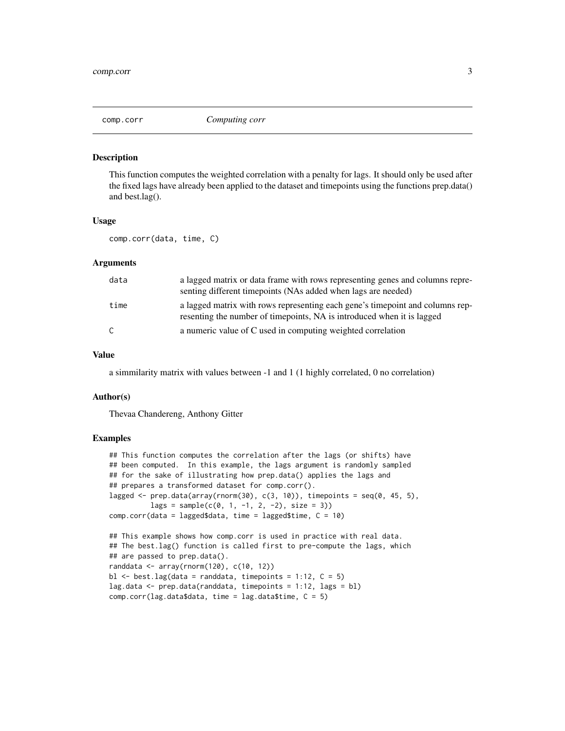## comp.corr *Computing corr*

### Description

This function computes the weighted correlation with a penalty for lags. It should only be used after the fixed lags have already been applied to the dataset and timepoints using the functions prep.data() and best.lag().

### Usage

```
comp.corr(data, time, C)
```

### Arguments

| | |
|---|---|
| data | a lagged matrix or data frame with rows representing genes and columns representing different timepoints (NAs added when lags are needed) |
| time | a lagged matrix with rows representing each gene's timepoint and columns representing the number of timepoints, NA is introduced when it is lagged |
| C | a numeric value of C used in computing weighted correlation |

### Value

a simmilarity matrix with values between -1 and 1 (1 highly correlated, 0 no correlation)

### Author(s)

Thevaa Chandereng, Anthony Gitter

### Examples

```
## This function computes the correlation after the lags (or shifts) have
## been computed.  In this example, the lags argument is randomly sampled
## for the sake of illustrating how prep.data() applies the lags and
## prepares a transformed dataset for comp.corr().
lagged <- prep.data(array(rnorm(30), c(3, 10)), timepoints = seq(0, 45, 5),
          lags = sample(c(0, 1, -1, 2, -2), size = 3))
comp.corr(data = lagged$data, time = lagged$time, C = 10)

## This example shows how comp.corr is used in practice with real data.
## The best.lag() function is called first to pre-compute the lags, which
## are passed to prep.data().
randdata <- array(rnorm(120), c(10, 12))
bl <- best.lag(data = randdata, timepoints = 1:12, C = 5)
lag.data <- prep.data(randdata, timepoints = 1:12, lags = bl)
comp.corr(lag.data$data, time = lag.data$time, C = 5)
```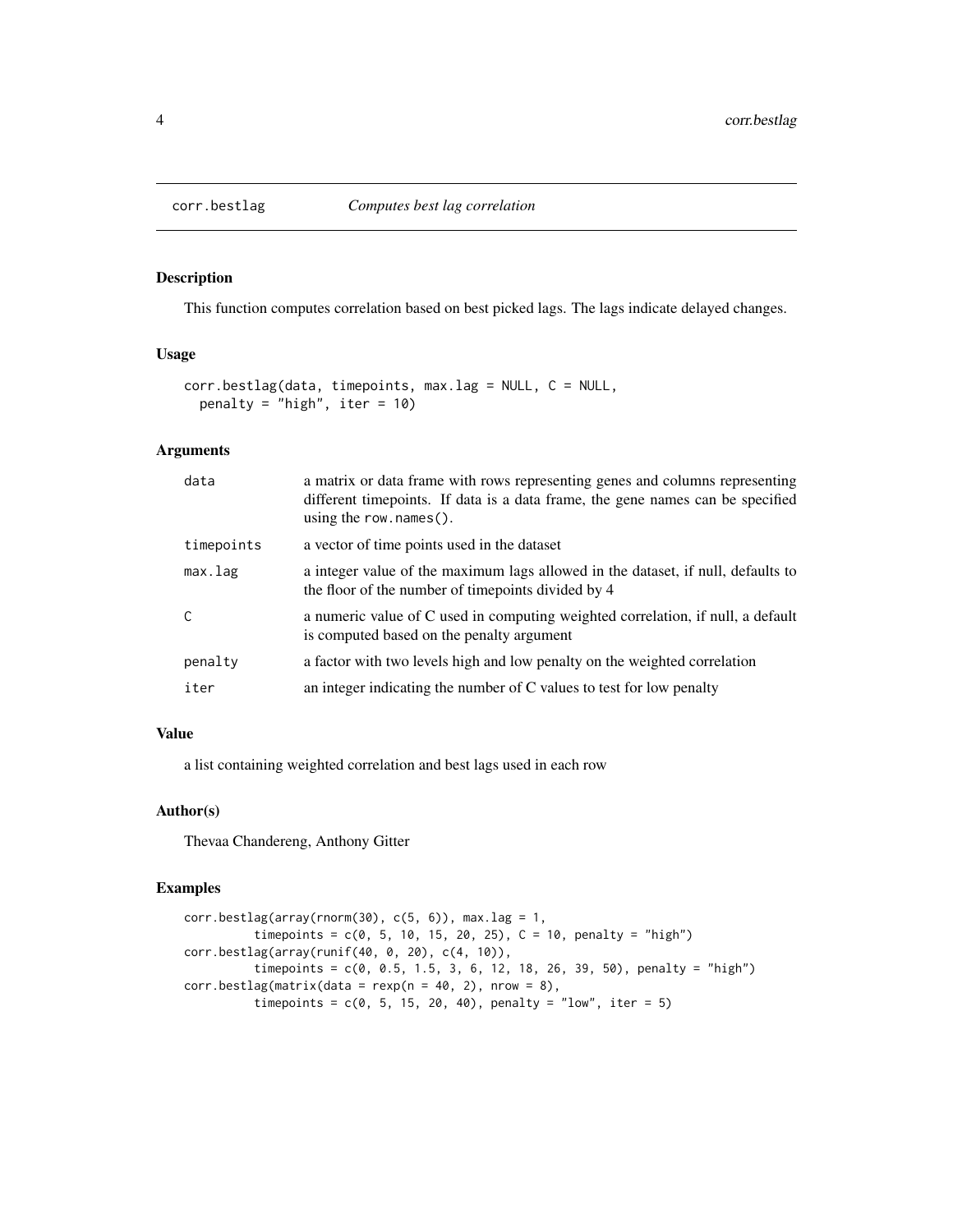# corr.bestlag — *Computes best lag correlation*

## Description

This function computes correlation based on best picked lags. The lags indicate delayed changes.

## Usage

```
corr.bestlag(data, timepoints, max.lag = NULL, C = NULL,
  penalty = "high", iter = 10)
```

## Arguments

| | |
|---|---|
| data | a matrix or data frame with rows representing genes and columns representing different timepoints. If data is a data frame, the gene names can be specified using the `row.names()`. |
| timepoints | a vector of time points used in the dataset |
| max.lag | a integer value of the maximum lags allowed in the dataset, if null, defaults to the floor of the number of timepoints divided by 4 |
| C | a numeric value of C used in computing weighted correlation, if null, a default is computed based on the penalty argument |
| penalty | a factor with two levels high and low penalty on the weighted correlation |
| iter | an integer indicating the number of C values to test for low penalty |

## Value

a list containing weighted correlation and best lags used in each row

## Author(s)

Thevaa Chandereng, Anthony Gitter

## Examples

```
corr.bestlag(array(rnorm(30), c(5, 6)), max.lag = 1,
         timepoints = c(0, 5, 10, 15, 20, 25), C = 10, penalty = "high")
corr.bestlag(array(runif(40, 0, 20), c(4, 10)),
         timepoints = c(0, 0.5, 1.5, 3, 6, 12, 18, 26, 39, 50), penalty = "high")
corr.bestlag(matrix(data = rexp(n = 40, 2), nrow = 8),
         timepoints = c(0, 5, 15, 20, 40), penalty = "low", iter = 5)
```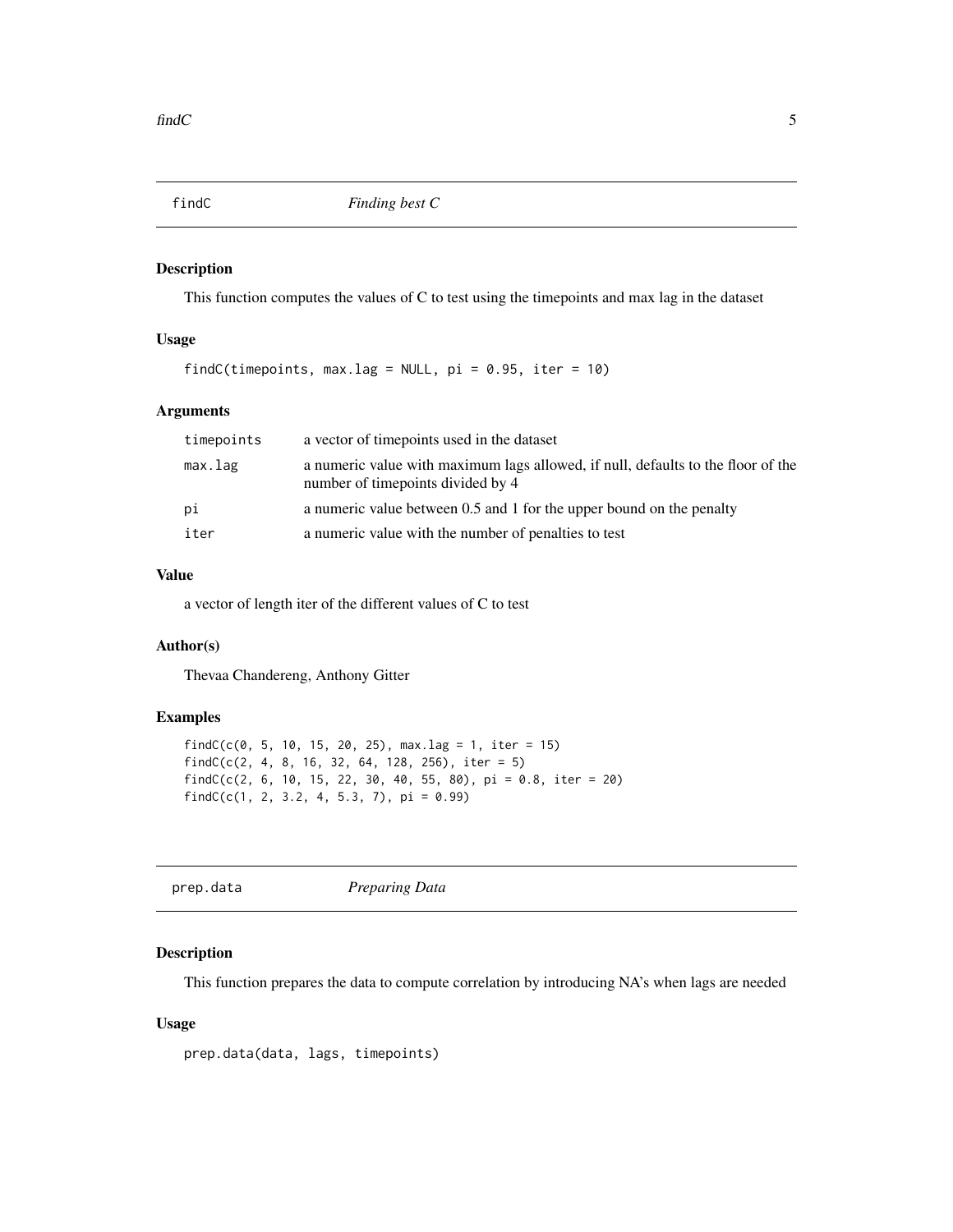## findC *Finding best C*

### Description

This function computes the values of C to test using the timepoints and max lag in the dataset

### Usage

```
findC(timepoints, max.lag = NULL, pi = 0.95, iter = 10)
```

### Arguments

| | |
|---|---|
| timepoints | a vector of timepoints used in the dataset |
| max.lag | a numeric value with maximum lags allowed, if null, defaults to the floor of the number of timepoints divided by 4 |
| pi | a numeric value between 0.5 and 1 for the upper bound on the penalty |
| iter | a numeric value with the number of penalties to test |

### Value

a vector of length iter of the different values of C to test

### Author(s)

Thevaa Chandereng, Anthony Gitter

### Examples

```
findC(c(0, 5, 10, 15, 20, 25), max.lag = 1, iter = 15)
findC(c(2, 4, 8, 16, 32, 64, 128, 256), iter = 5)
findC(c(2, 6, 10, 15, 22, 30, 40, 55, 80), pi = 0.8, iter = 20)
findC(c(1, 2, 3.2, 4, 5.3, 7), pi = 0.99)
```

## prep.data *Preparing Data*

### Description

This function prepares the data to compute correlation by introducing NA's when lags are needed

### Usage

```
prep.data(data, lags, timepoints)
```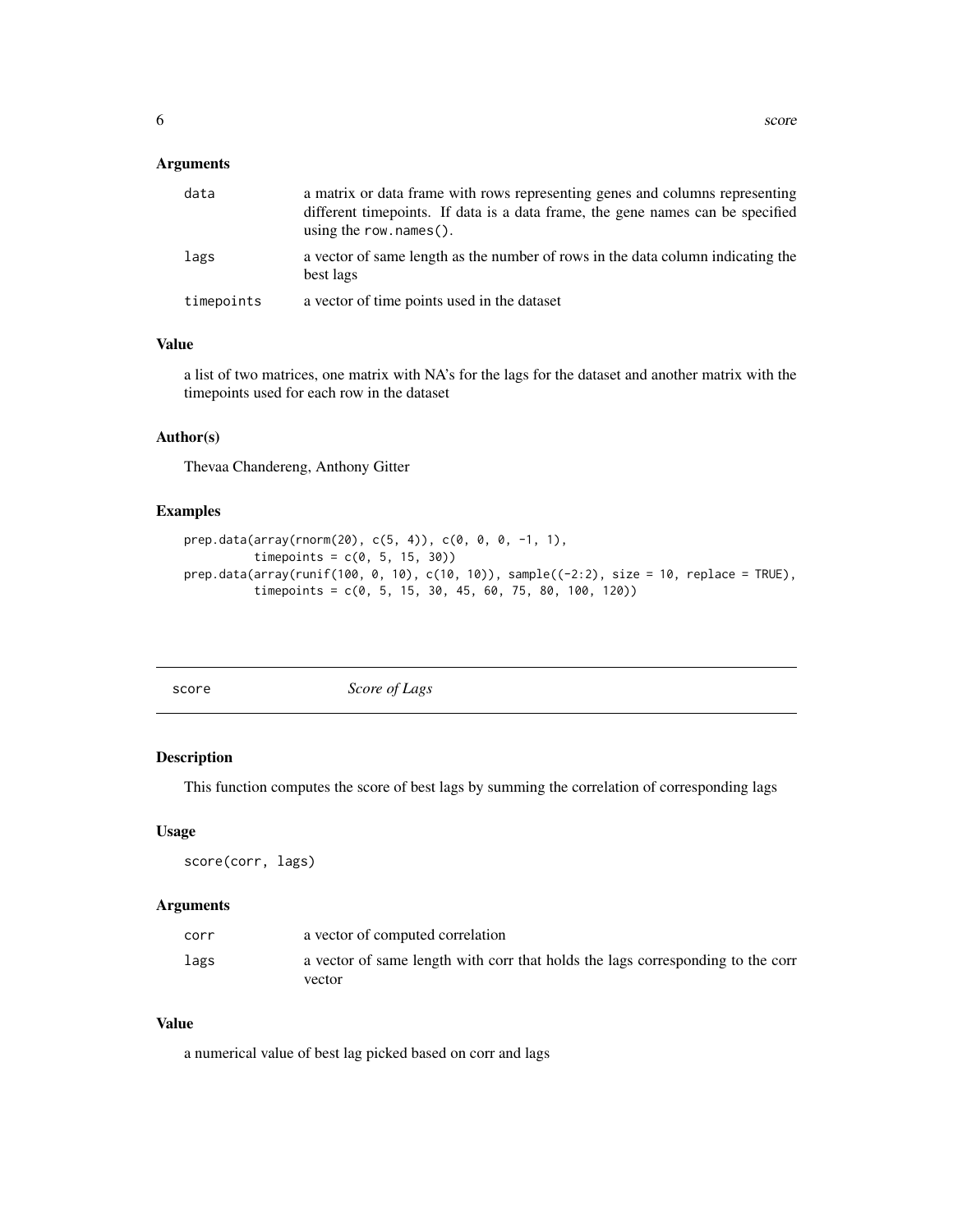### Arguments

| | |
|---|---|
| data | a matrix or data frame with rows representing genes and columns representing different timepoints. If data is a data frame, the gene names can be specified using the `row.names()`. |
| lags | a vector of same length as the number of rows in the data column indicating the best lags |
| timepoints | a vector of time points used in the dataset |

### Value

a list of two matrices, one matrix with NA's for the lags for the dataset and another matrix with the timepoints used for each row in the dataset

### Author(s)

Thevaa Chandereng, Anthony Gitter

### Examples

```
prep.data(array(rnorm(20), c(5, 4)), c(0, 0, 0, -1, 1),
          timepoints = c(0, 5, 15, 30))
prep.data(array(runif(100, 0, 10), c(10, 10)), sample((-2:2), size = 10, replace = TRUE),
          timepoints = c(0, 5, 15, 30, 45, 60, 75, 80, 100, 120))
```

---

## score *Score of Lags*

### Description

This function computes the score of best lags by summing the correlation of corresponding lags

### Usage

```
score(corr, lags)
```

### Arguments

| | |
|---|---|
| corr | a vector of computed correlation |
| lags | a vector of same length with corr that holds the lags corresponding to the corr vector |

### Value

a numerical value of best lag picked based on corr and lags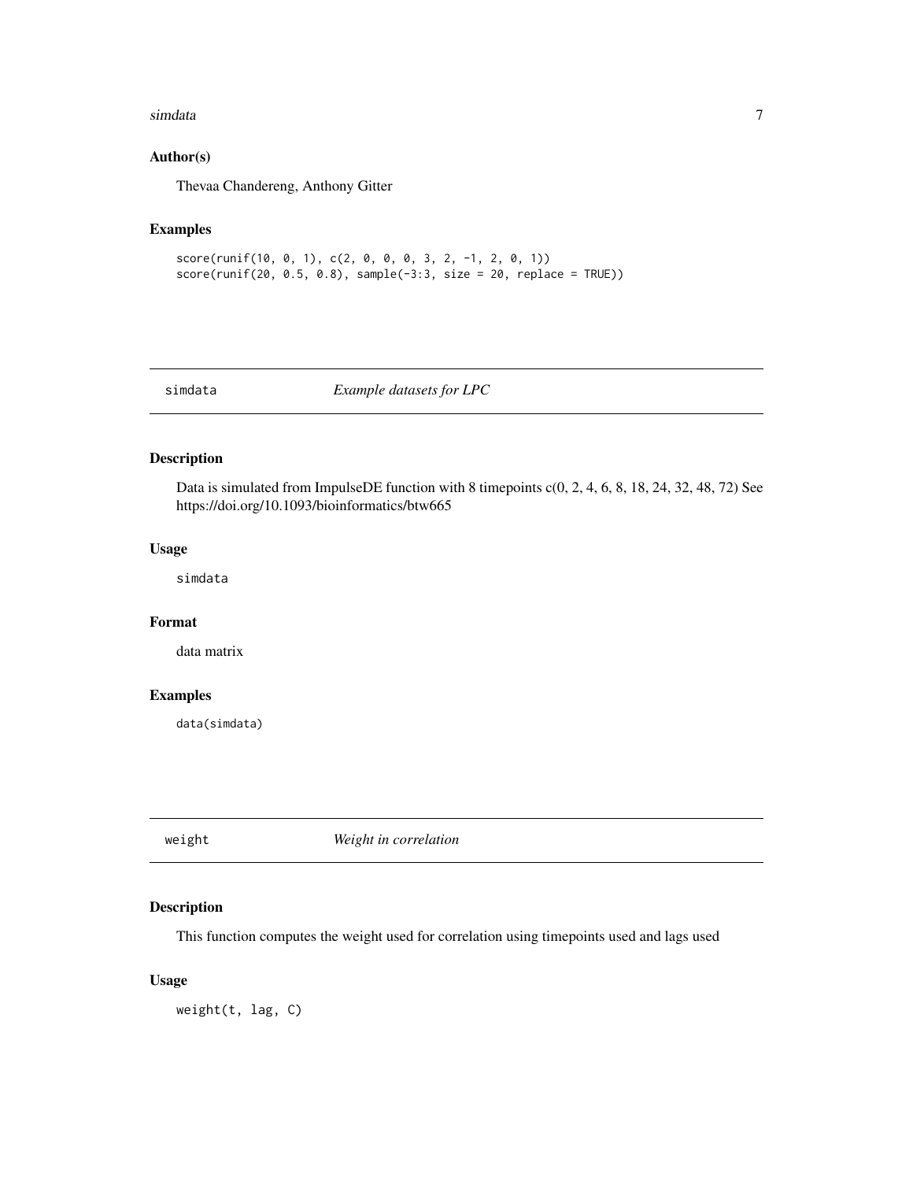### Author(s)

Thevaa Chandereng, Anthony Gitter

### Examples

```
score(runif(10, 0, 1), c(2, 0, 0, 0, 3, 2, -1, 2, 0, 1))
score(runif(20, 0.5, 0.8), sample(-3:3, size = 20, replace = TRUE))
```

## simdata *Example datasets for LPC*

### Description

Data is simulated from ImpulseDE function with 8 timepoints c(0, 2, 4, 6, 8, 18, 24, 32, 48, 72) See https://doi.org/10.1093/bioinformatics/btw665

### Usage

```
simdata
```

### Format

data matrix

### Examples

```
data(simdata)
```

## weight *Weight in correlation*

### Description

This function computes the weight used for correlation using timepoints used and lags used

### Usage

```
weight(t, lag, C)
```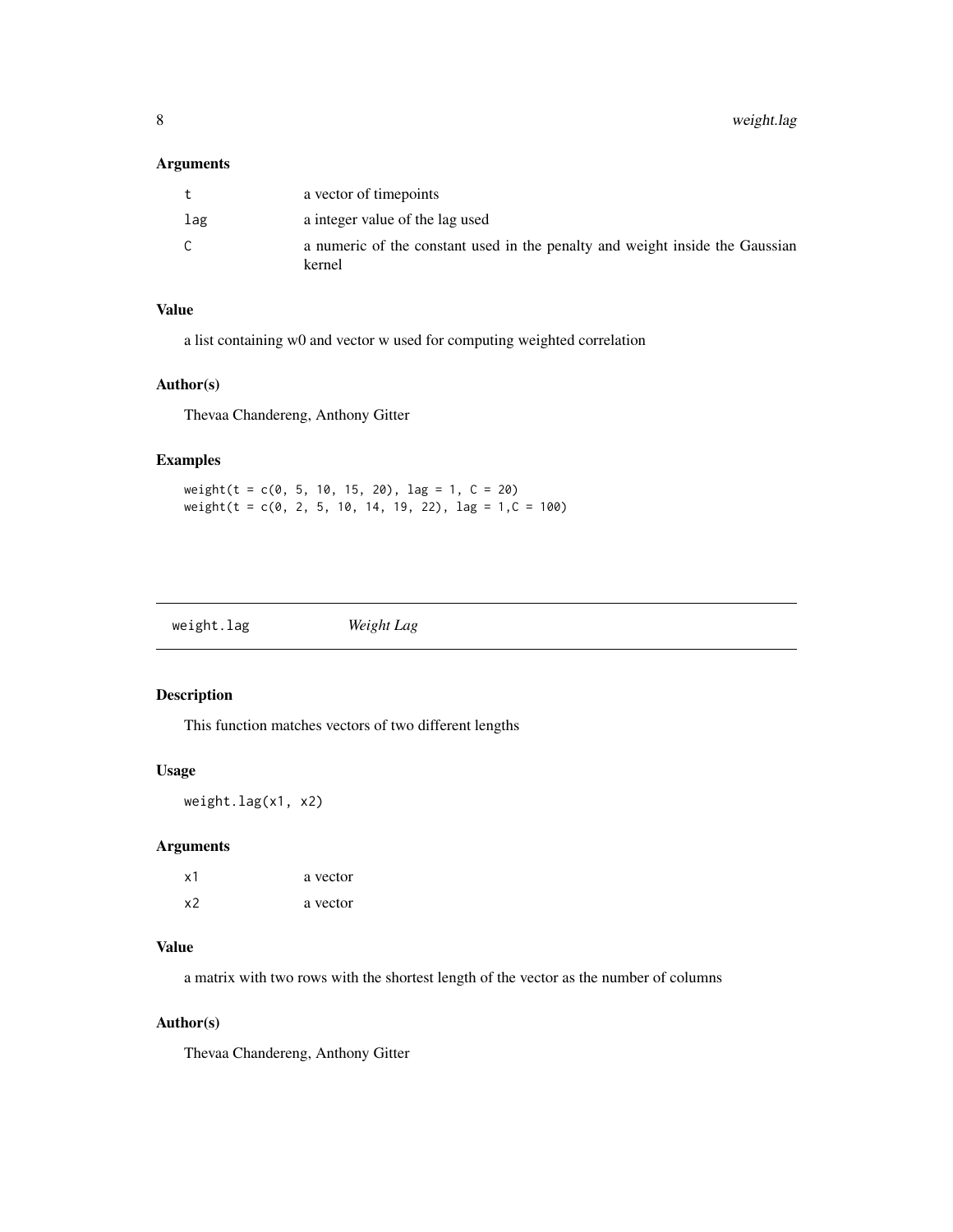### Arguments

| | |
|---|---|
| t | a vector of timepoints |
| lag | a integer value of the lag used |
| C | a numeric of the constant used in the penalty and weight inside the Gaussian kernel |

### Value

a list containing w0 and vector w used for computing weighted correlation

### Author(s)

Thevaa Chandereng, Anthony Gitter

### Examples

```
weight(t = c(0, 5, 10, 15, 20), lag = 1, C = 20)
weight(t = c(0, 2, 5, 10, 14, 19, 22), lag = 1,C = 100)
```

---

## weight.lag *Weight Lag*

### Description

This function matches vectors of two different lengths

### Usage

```
weight.lag(x1, x2)
```

### Arguments

| | |
|---|---|
| x1 | a vector |
| x2 | a vector |

### Value

a matrix with two rows with the shortest length of the vector as the number of columns

### Author(s)

Thevaa Chandereng, Anthony Gitter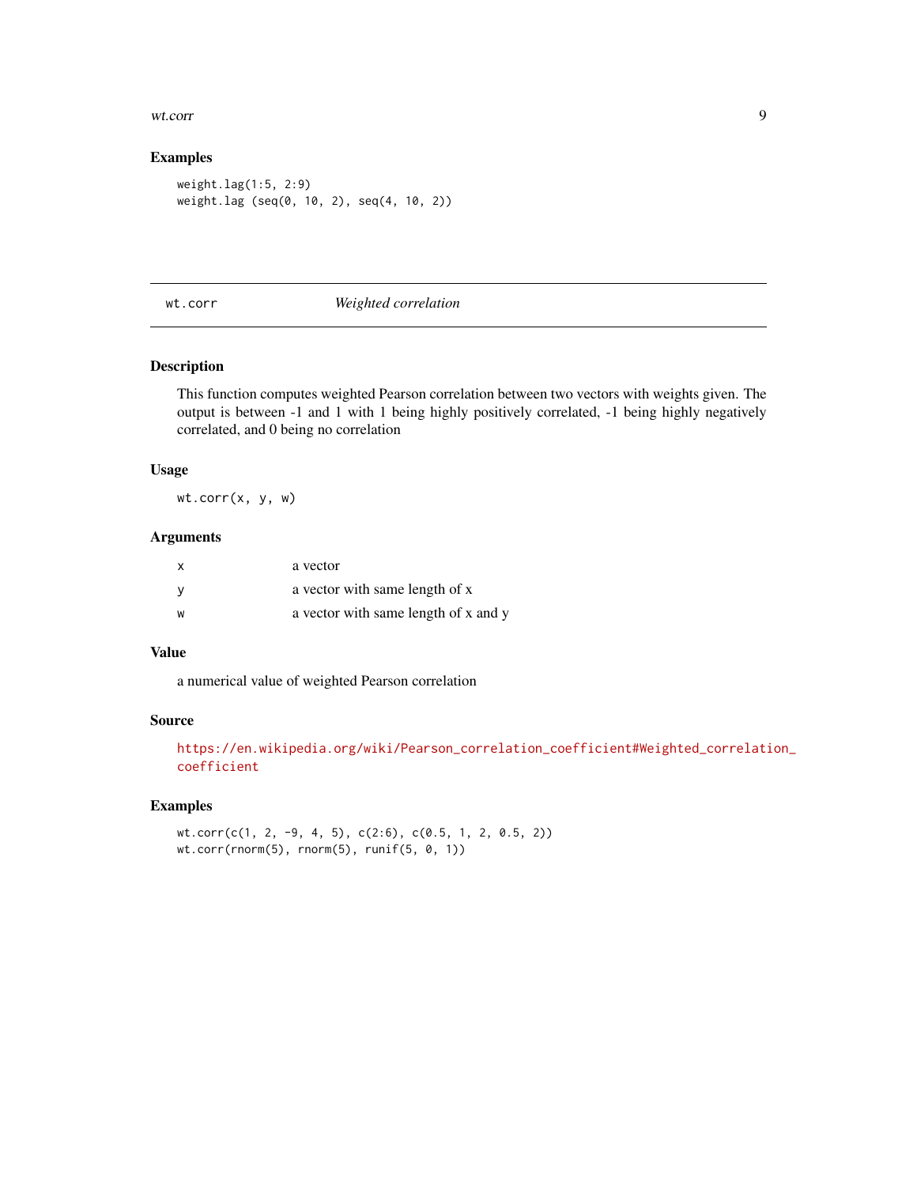### Examples

```
weight.lag(1:5, 2:9)
weight.lag (seq(0, 10, 2), seq(4, 10, 2))
```

---

## wt.corr *Weighted correlation*

---

### Description

This function computes weighted Pearson correlation between two vectors with weights given. The output is between -1 and 1 with 1 being highly positively correlated, -1 being highly negatively correlated, and 0 being no correlation

### Usage

```
wt.corr(x, y, w)
```

### Arguments

| | |
|---|---|
| x | a vector |
| y | a vector with same length of x |
| w | a vector with same length of x and y |

### Value

a numerical value of weighted Pearson correlation

### Source

https://en.wikipedia.org/wiki/Pearson_correlation_coefficient#Weighted_correlation_coefficient

### Examples

```
wt.corr(c(1, 2, -9, 4, 5), c(2:6), c(0.5, 1, 2, 0.5, 2))
wt.corr(rnorm(5), rnorm(5), runif(5, 0, 1))
```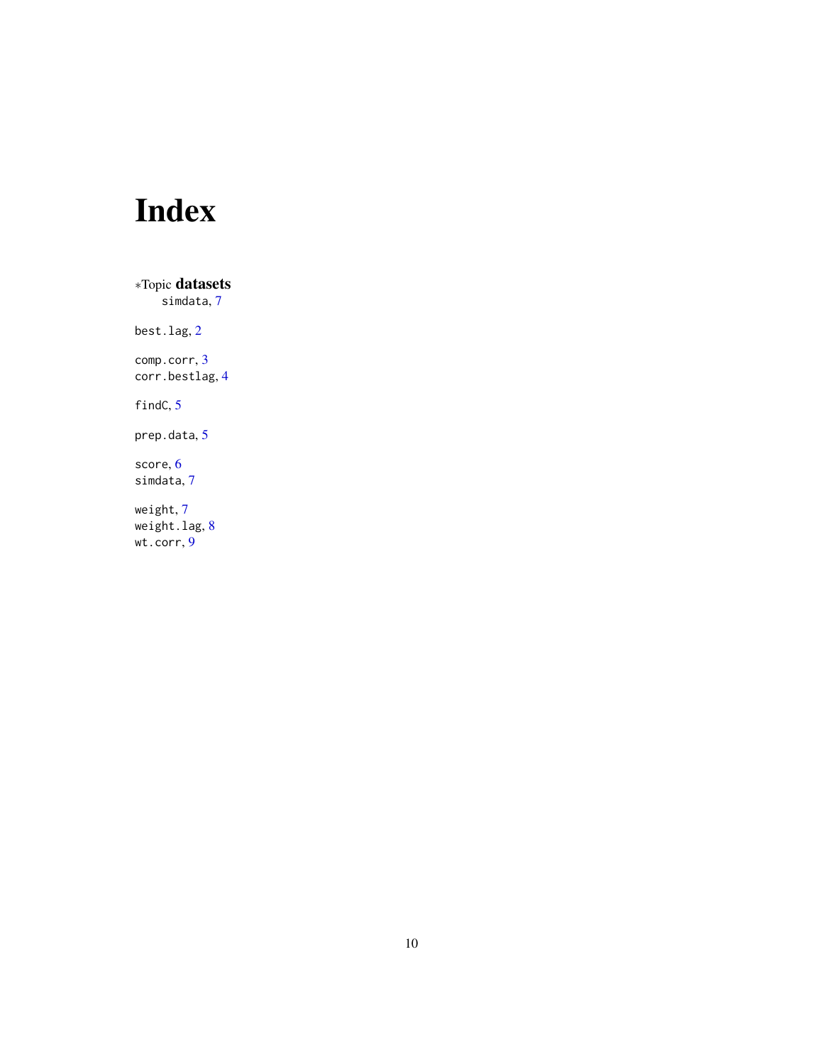# Index

*Topic **datasets**
    simdata, 7

best.lag, 2

comp.corr, 3
corr.bestlag, 4

findC, 5

prep.data, 5

score, 6
simdata, 7

weight, 7
weight.lag, 8
wt.corr, 9